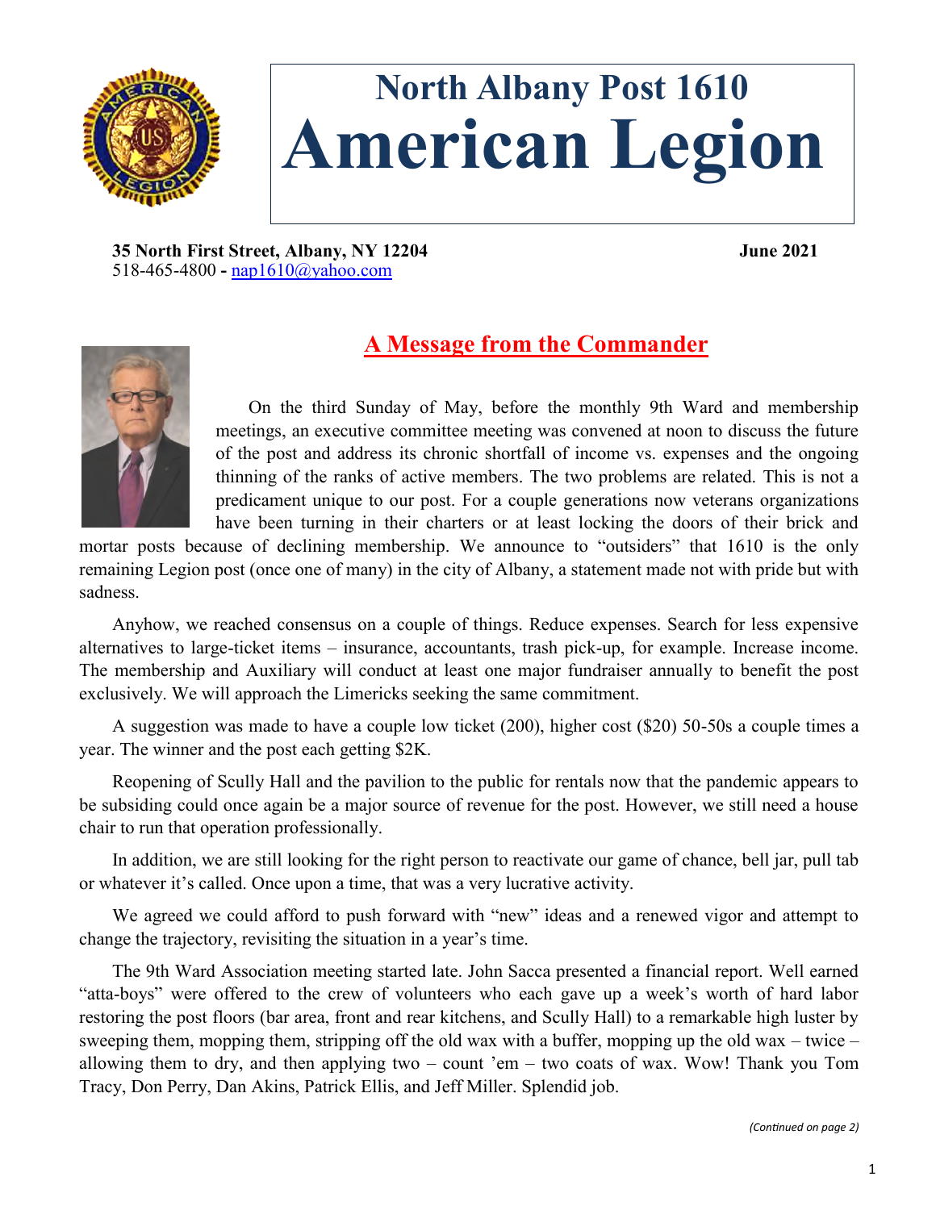# North Albany Post 1610
# American Legion

**35 North First Street, Albany, NY 12204** **June 2021**
518-465-4800 - nap1610@yahoo.com

## A Message from the Commander

On the third Sunday of May, before the monthly 9th Ward and membership meetings, an executive committee meeting was convened at noon to discuss the future of the post and address its chronic shortfall of income vs. expenses and the ongoing thinning of the ranks of active members. The two problems are related. This is not a predicament unique to our post. For a couple generations now veterans organizations have been turning in their charters or at least locking the doors of their brick and mortar posts because of declining membership. We announce to "outsiders" that 1610 is the only remaining Legion post (once one of many) in the city of Albany, a statement made not with pride but with sadness.

Anyhow, we reached consensus on a couple of things. Reduce expenses. Search for less expensive alternatives to large-ticket items – insurance, accountants, trash pick-up, for example. Increase income. The membership and Auxiliary will conduct at least one major fundraiser annually to benefit the post exclusively. We will approach the Limericks seeking the same commitment.

A suggestion was made to have a couple low ticket (200), higher cost ($20) 50-50s a couple times a year. The winner and the post each getting $2K.

Reopening of Scully Hall and the pavilion to the public for rentals now that the pandemic appears to be subsiding could once again be a major source of revenue for the post. However, we still need a house chair to run that operation professionally.

In addition, we are still looking for the right person to reactivate our game of chance, bell jar, pull tab or whatever it's called. Once upon a time, that was a very lucrative activity.

We agreed we could afford to push forward with "new" ideas and a renewed vigor and attempt to change the trajectory, revisiting the situation in a year's time.

The 9th Ward Association meeting started late. John Sacca presented a financial report. Well earned "atta-boys" were offered to the crew of volunteers who each gave up a week's worth of hard labor restoring the post floors (bar area, front and rear kitchens, and Scully Hall) to a remarkable high luster by sweeping them, mopping them, stripping off the old wax with a buffer, mopping up the old wax – twice – allowing them to dry, and then applying two – count 'em – two coats of wax. Wow! Thank you Tom Tracy, Don Perry, Dan Akins, Patrick Ellis, and Jeff Miller. Splendid job.

*(Continued on page 2)*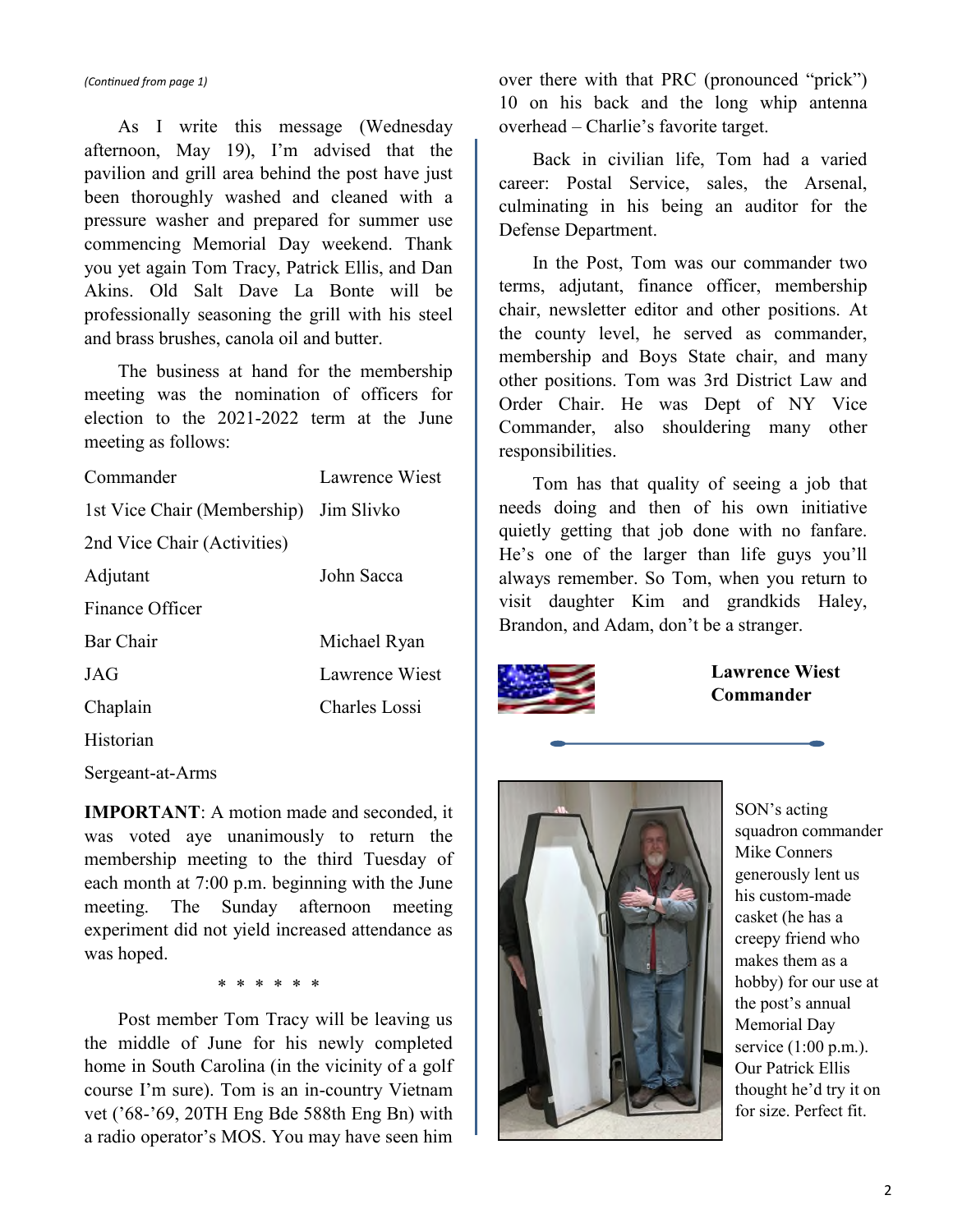*(Continued from page 1)*

As I write this message (Wednesday afternoon, May 19), I'm advised that the pavilion and grill area behind the post have just been thoroughly washed and cleaned with a pressure washer and prepared for summer use commencing Memorial Day weekend. Thank you yet again Tom Tracy, Patrick Ellis, and Dan Akins. Old Salt Dave La Bonte will be professionally seasoning the grill with his steel and brass brushes, canola oil and butter.

The business at hand for the membership meeting was the nomination of officers for election to the 2021-2022 term at the June meeting as follows:

| | |
|---|---|
| Commander | Lawrence Wiest |
| 1st Vice Chair (Membership) | Jim Slivko |
| 2nd Vice Chair (Activities) | |
| Adjutant | John Sacca |
| Finance Officer | |
| Bar Chair | Michael Ryan |
| JAG | Lawrence Wiest |
| Chaplain | Charles Lossi |
| Historian | |
| Sergeant-at-Arms | |

**IMPORTANT**: A motion made and seconded, it was voted aye unanimously to return the membership meeting to the third Tuesday of each month at 7:00 p.m. beginning with the June meeting. The Sunday afternoon meeting experiment did not yield increased attendance as was hoped.

\* \* \* \* \* \*

Post member Tom Tracy will be leaving us the middle of June for his newly completed home in South Carolina (in the vicinity of a golf course I'm sure). Tom is an in-country Vietnam vet ('68-'69, 20TH Eng Bde 588th Eng Bn) with a radio operator's MOS. You may have seen him over there with that PRC (pronounced "prick") 10 on his back and the long whip antenna overhead – Charlie's favorite target.

Back in civilian life, Tom had a varied career: Postal Service, sales, the Arsenal, culminating in his being an auditor for the Defense Department.

In the Post, Tom was our commander two terms, adjutant, finance officer, membership chair, newsletter editor and other positions. At the county level, he served as commander, membership and Boys State chair, and many other positions. Tom was 3rd District Law and Order Chair. He was Dept of NY Vice Commander, also shouldering many other responsibilities.

Tom has that quality of seeing a job that needs doing and then of his own initiative quietly getting that job done with no fanfare. He's one of the larger than life guys you'll always remember. So Tom, when you return to visit daughter Kim and grandkids Haley, Brandon, and Adam, don't be a stranger.

**Lawrence Wiest**
**Commander**

SON's acting squadron commander Mike Conners generously lent us his custom-made casket (he has a creepy friend who makes them as a hobby) for our use at the post's annual Memorial Day service (1:00 p.m.). Our Patrick Ellis thought he'd try it on for size. Perfect fit.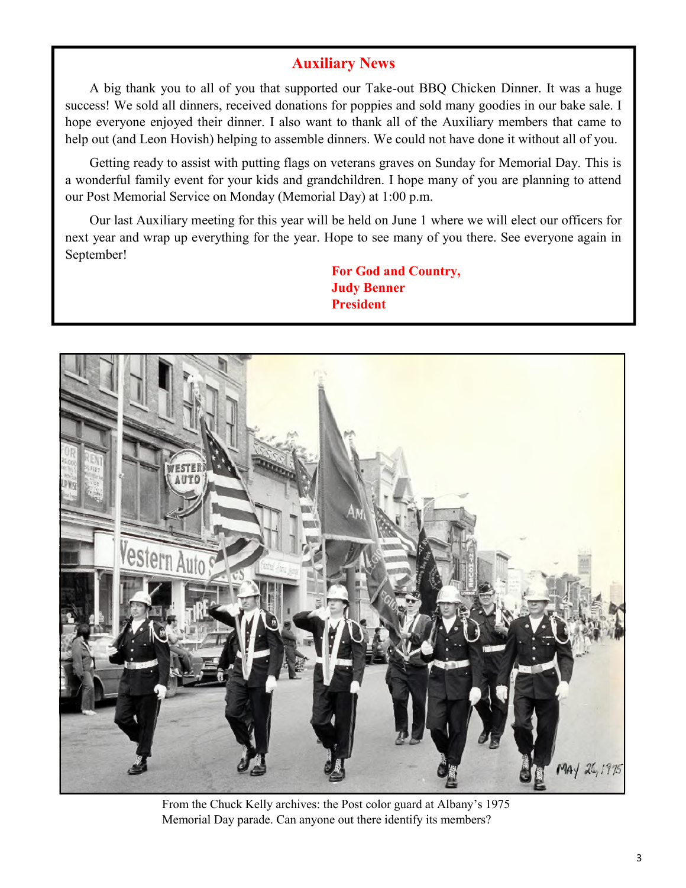## Auxiliary News

A big thank you to all of you that supported our Take-out BBQ Chicken Dinner. It was a huge success! We sold all dinners, received donations for poppies and sold many goodies in our bake sale. I hope everyone enjoyed their dinner. I also want to thank all of the Auxiliary members that came to help out (and Leon Hovish) helping to assemble dinners. We could not have done it without all of you.

Getting ready to assist with putting flags on veterans graves on Sunday for Memorial Day. This is a wonderful family event for your kids and grandchildren. I hope many of you are planning to attend our Post Memorial Service on Monday (Memorial Day) at 1:00 p.m.

Our last Auxiliary meeting for this year will be held on June 1 where we will elect our officers for next year and wrap up everything for the year. Hope to see many of you there. See everyone again in September!

**For God and Country,**
**Judy Benner**
**President**

From the Chuck Kelly archives: the Post color guard at Albany's 1975 Memorial Day parade. Can anyone out there identify its members?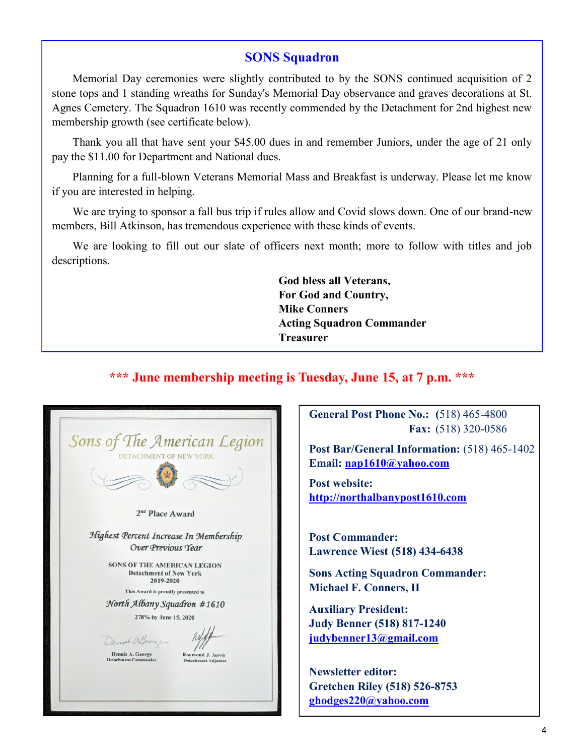## SONS Squadron

Memorial Day ceremonies were slightly contributed to by the SONS continued acquisition of 2 stone tops and 1 standing wreaths for Sunday's Memorial Day observance and graves decorations at St. Agnes Cemetery. The Squadron 1610 was recently commended by the Detachment for 2nd highest new membership growth (see certificate below).

Thank you all that have sent your $45.00 dues in and remember Juniors, under the age of 21 only pay the $11.00 for Department and National dues.

Planning for a full-blown Veterans Memorial Mass and Breakfast is underway. Please let me know if you are interested in helping.

We are trying to sponsor a fall bus trip if rules allow and Covid slows down. One of our brand-new members, Bill Atkinson, has tremendous experience with these kinds of events.

We are looking to fill out our slate of officers next month; more to follow with titles and job descriptions.

**God bless all Veterans,**
**For God and Country,**
**Mike Conners**
**Acting Squadron Commander**
**Treasurer**

**\*\*\* June membership meeting is Tuesday, June 15, at 7 p.m. \*\*\***

Sons of The American Legion
DETACHMENT OF NEW YORK

2nd Place Award

*Highest Percent Increase In Membership Over Previous Year*

SONS OF THE AMERICAN LEGION
Detachment of New York
2019-2020

This Award is proudly presented to

*North Albany Squadron #1610*

278% by June 15, 2020

Dennis A. George, Detachment Commander
Raymond J. Jarvis, Detachment Adjutant

**General Post Phone No.:** (518) 465-4800
**Fax:** (518) 320-0586

**Post Bar/General Information:** (518) 465-1402
**Email:** nap1610@yahoo.com

**Post website:**
http://northalbanypost1610.com

**Post Commander:**
**Lawrence Wiest (518) 434-6438**

**Sons Acting Squadron Commander:**
**Michael F. Conners, II**

**Auxiliary President:**
**Judy Benner (518) 817-1240**
judybenner13@gmail.com

**Newsletter editor:**
**Gretchen Riley (518) 526-8753**
ghodges220@yahoo.com